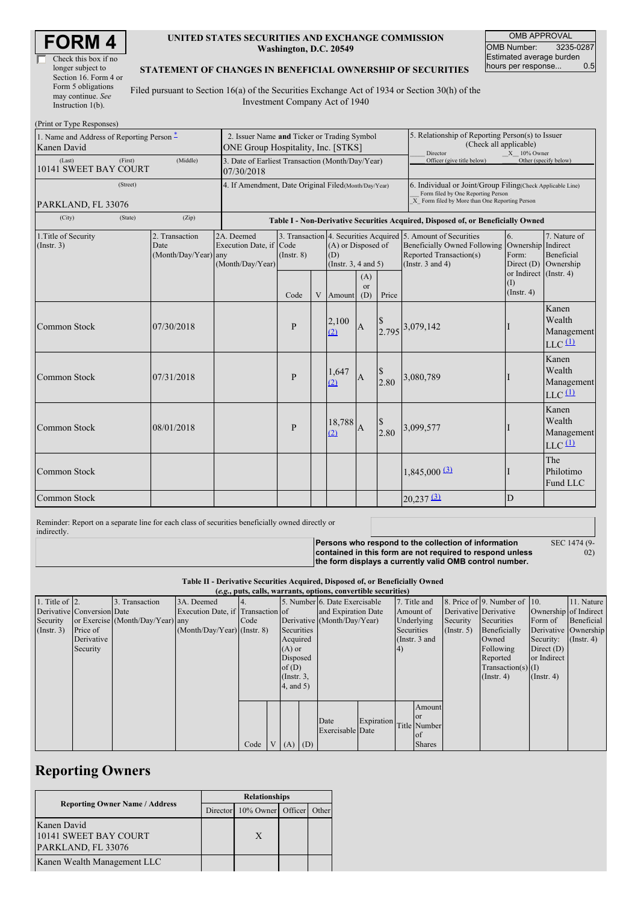# FORM 4

☐ Check this box if no longer subject to Section 16. Form 4 or Form 5 obligations may continue. *See* Instruction 1(b).

**UNITED STATES SECURITIES AND EXCHANGE COMMISSION**
**Washington, D.C. 20549**

**STATEMENT OF CHANGES IN BENEFICIAL OWNERSHIP OF SECURITIES**

Filed pursuant to Section 16(a) of the Securities Exchange Act of 1934 or Section 30(h) of the Investment Company Act of 1940

| OMB APPROVAL | |
|---|---|
| OMB Number: | 3235-0287 |
| Estimated average burden hours per response... | 0.5 |

(Print or Type Responses)

| 1. Name and Address of Reporting Person * | 2. Issuer Name and Ticker or Trading Symbol | 5. Relationship of Reporting Person(s) to Issuer (Check all applicable) |
|---|---|---|
| Kanen David | ONE Group Hospitality, Inc. [STKS] | ___ Director _X_ 10% Owner ___ Officer (give title below) ___ Other (specify below) |
| (Last) (First) (Middle) 10141 SWEET BAY COURT | 3. Date of Earliest Transaction (Month/Day/Year) 07/30/2018 | |
| (Street) PARKLAND, FL 33076 | 4. If Amendment, Date Original Filed(Month/Day/Year) | 6. Individual or Joint/Group Filing(Check Applicable Line) ___ Form filed by One Reporting Person _X_ Form filed by More than One Reporting Person |
| (City) (State) (Zip) | | |

**Table I - Non-Derivative Securities Acquired, Disposed of, or Beneficially Owned**

| 1.Title of Security (Instr. 3) | 2. Transaction Date (Month/Day/Year) | 2A. Deemed Execution Date, if any (Month/Day/Year) | 3. Transaction Code (Instr. 8) Code | V | 4. Securities Acquired (A) or Disposed of (D) (Instr. 3, 4 and 5) Amount | (A) or (D) | Price | 5. Amount of Securities Beneficially Owned Following Reported Transaction(s) (Instr. 3 and 4) | 6. Ownership Form: Direct (D) or Indirect (I) (Instr. 4) | 7. Nature of Indirect Beneficial Ownership (Instr. 4) |
|---|---|---|---|---|---|---|---|---|---|---|
| Common Stock | 07/30/2018 | | P | | 2,100 (2) | A | $ 2.795 | 3,079,142 | I | Kanen Wealth Management LLC (1) |
| Common Stock | 07/31/2018 | | P | | 1,647 (2) | A | $ 2.80 | 3,080,789 | I | Kanen Wealth Management LLC (1) |
| Common Stock | 08/01/2018 | | P | | 18,788 (2) | A | $ 2.80 | 3,099,577 | I | Kanen Wealth Management LLC (1) |
| Common Stock | | | | | | | | 1,845,000 (3) | I | The Philotimo Fund LLC |
| Common Stock | | | | | | | | 20,237 (3) | D | |

Reminder: Report on a separate line for each class of securities beneficially owned directly or indirectly.

**Persons who respond to the collection of information contained in this form are not required to respond unless the form displays a currently valid OMB control number.** SEC 1474 (9-02)

**Table II - Derivative Securities Acquired, Disposed of, or Beneficially Owned**
**(*e.g.*, puts, calls, warrants, options, convertible securities)**

| 1. Title of Derivative Security (Instr. 3) | 2. Conversion or Exercise Price of Derivative Security | 3. Transaction Date (Month/Day/Year) | 3A. Deemed Execution Date, if any (Month/Day/Year) | 4. Transaction Code (Instr. 8) Code | V | 5. Number of Derivative Securities Acquired (A) or Disposed of (D) (Instr. 3, 4, and 5) (A) | (D) | 6. Date Exercisable and Expiration Date (Month/Day/Year) Date Exercisable | Expiration Date | 7. Title and Amount of Underlying Securities (Instr. 3 and 4) Title | Amount or Number of Shares | 8. Price of Derivative Security (Instr. 5) | 9. Number of Derivative Securities Beneficially Owned Following Reported Transaction(s) (Instr. 4) | 10. Ownership Form of Derivative Security: Direct (D) or Indirect (I) (Instr. 4) | 11. Nature of Indirect Beneficial Ownership (Instr. 4) |
|---|---|---|---|---|---|---|---|---|---|---|---|---|---|---|---|

## Reporting Owners

| Reporting Owner Name / Address | Relationships: Director | 10% Owner | Officer | Other |
|---|---|---|---|---|
| Kanen David 10141 SWEET BAY COURT PARKLAND, FL 33076 | | X | | |
| Kanen Wealth Management LLC | | | | |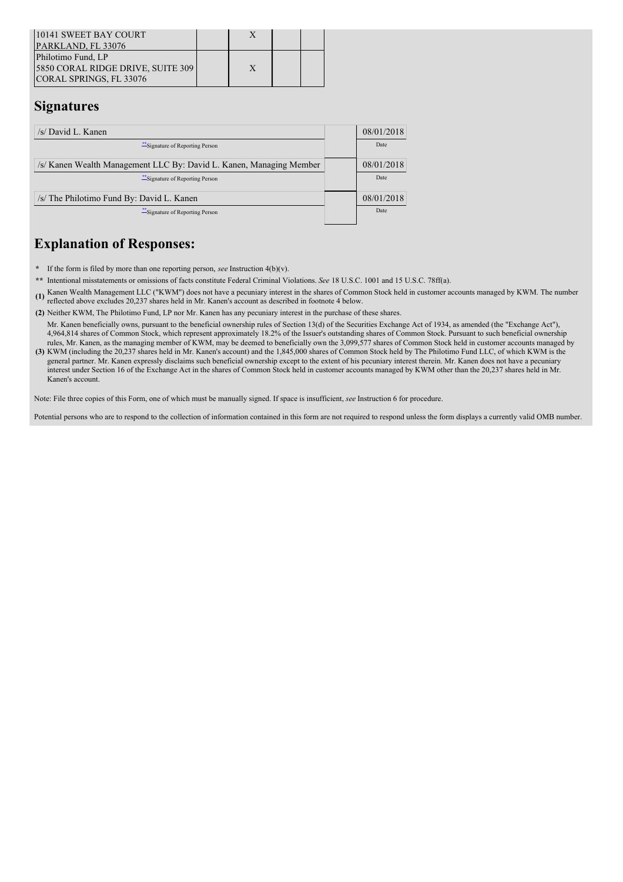| | | | | |
|---|---|---|---|---|
| 10141 SWEET BAY COURT<br>PARKLAND, FL 33076 | | X | | |
| Philotimo Fund, LP<br>5850 CORAL RIDGE DRIVE, SUITE 309<br>CORAL SPRINGS, FL 33076 | | X | | |

## Signatures

| | |
|---|---|
| /s/ David L. Kanen | 08/01/2018 |
| **Signature of Reporting Person | Date |
| /s/ Kanen Wealth Management LLC By: David L. Kanen, Managing Member | 08/01/2018 |
| **Signature of Reporting Person | Date |
| /s/ The Philotimo Fund By: David L. Kanen | 08/01/2018 |
| **Signature of Reporting Person | Date |

## Explanation of Responses:

\* If the form is filed by more than one reporting person, *see* Instruction 4(b)(v).

\*\* Intentional misstatements or omissions of facts constitute Federal Criminal Violations. *See* 18 U.S.C. 1001 and 15 U.S.C. 78ff(a).

**(1)** Kanen Wealth Management LLC ("KWM") does not have a pecuniary interest in the shares of Common Stock held in customer accounts managed by KWM. The number reflected above excludes 20,237 shares held in Mr. Kanen's account as described in footnote 4 below.

**(2)** Neither KWM, The Philotimo Fund, LP nor Mr. Kanen has any pecuniary interest in the purchase of these shares.

**(3)** Mr. Kanen beneficially owns, pursuant to the beneficial ownership rules of Section 13(d) of the Securities Exchange Act of 1934, as amended (the "Exchange Act"), 4,964,814 shares of Common Stock, which represent approximately 18.2% of the Issuer's outstanding shares of Common Stock. Pursuant to such beneficial ownership rules, Mr. Kanen, as the managing member of KWM, may be deemed to beneficially own the 3,099,577 shares of Common Stock held in customer accounts managed by KWM (including the 20,237 shares held in Mr. Kanen's account) and the 1,845,000 shares of Common Stock held by The Philotimo Fund LLC, of which KWM is the general partner. Mr. Kanen expressly disclaims such beneficial ownership except to the extent of his pecuniary interest therein. Mr. Kanen does not have a pecuniary interest under Section 16 of the Exchange Act in the shares of Common Stock held in customer accounts managed by KWM other than the 20,237 shares held in Mr. Kanen's account.

Note: File three copies of this Form, one of which must be manually signed. If space is insufficient, *see* Instruction 6 for procedure.

Potential persons who are to respond to the collection of information contained in this form are not required to respond unless the form displays a currently valid OMB number.